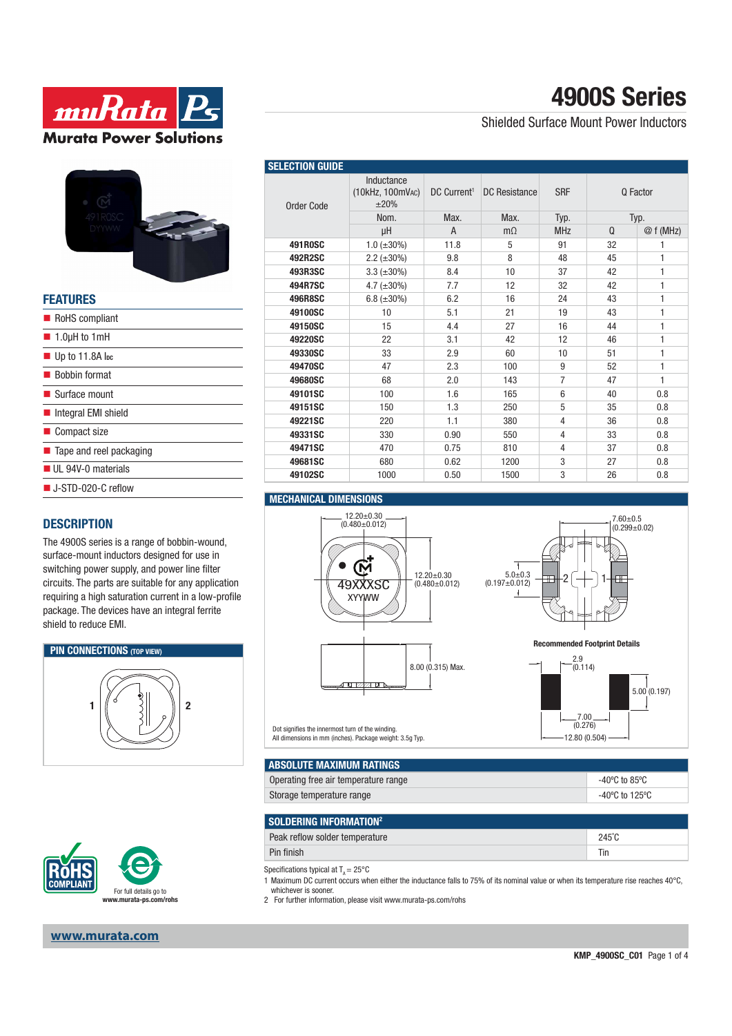# 4900S Series

Shielded Surface Mount Power Inductors

## FEATURES

- RoHS compliant
- 1.0µH to 1mH
- Up to 11.8A $I_{DC}$
- Bobbin format
- Surface mount
- Integral EMI shield
- Compact size
- Tape and reel packaging
- UL 94V-0 materials
- J-STD-020-C reflow

## DESCRIPTION

The 4900S series is a range of bobbin-wound, surface-mount inductors designed for use in switching power supply, and power line filter circuits. The parts are suitable for any application requiring a high saturation current in a low-profile package. The devices have an integral ferrite shield to reduce EMI.

## PIN CONNECTIONS (TOP VIEW)

## SELECTION GUIDE

| Order Code | Inductance (10kHz, 100mVAC) ±20% | DC Current[1] | DC Resistance | SRF | Q Factor | |
|---|---|---|---|---|---|---|
| | Nom. | Max. | Max. | Typ. | Typ. | |
| | µH | A | mΩ | MHz | Q | @ f (MHz) |
| **491R0SC** | 1.0 (±30%) | 11.8 | 5 | 91 | 32 | 1 |
| **492R2SC** | 2.2 (±30%) | 9.8 | 8 | 48 | 45 | 1 |
| **493R3SC** | 3.3 (±30%) | 8.4 | 10 | 37 | 42 | 1 |
| **494R7SC** | 4.7 (±30%) | 7.7 | 12 | 32 | 42 | 1 |
| **496R8SC** | 6.8 (±30%) | 6.2 | 16 | 24 | 43 | 1 |
| **49100SC** | 10 | 5.1 | 21 | 19 | 43 | 1 |
| **49150SC** | 15 | 4.4 | 27 | 16 | 44 | 1 |
| **49220SC** | 22 | 3.1 | 42 | 12 | 46 | 1 |
| **49330SC** | 33 | 2.9 | 60 | 10 | 51 | 1 |
| **49470SC** | 47 | 2.3 | 100 | 9 | 52 | 1 |
| **49680SC** | 68 | 2.0 | 143 | 7 | 47 | 1 |
| **49101SC** | 100 | 1.6 | 165 | 6 | 40 | 0.8 |
| **49151SC** | 150 | 1.3 | 250 | 5 | 35 | 0.8 |
| **49221SC** | 220 | 1.1 | 380 | 4 | 36 | 0.8 |
| **49331SC** | 330 | 0.90 | 550 | 4 | 33 | 0.8 |
| **49471SC** | 470 | 0.75 | 810 | 4 | 37 | 0.8 |
| **49681SC** | 680 | 0.62 | 1200 | 3 | 27 | 0.8 |
| **49102SC** | 1000 | 0.50 | 1500 | 3 | 26 | 0.8 |

## MECHANICAL DIMENSIONS

12.20±0.30 (0.480±0.012)

12.20±0.30 (0.480±0.012)

49XXXSC XXYWW

5.0±0.3 (0.197±0.012)

7.60±0.5 (0.299±0.02)

8.00 (0.315) Max.

**Recommended Footprint Details**

2.9 (0.114)

5.00 (0.197)

7.00 (0.276)

12.80 (0.504)

Dot signifies the innermost turn of the winding.
All dimensions in mm (inches). Package weight: 3.5g Typ.

## ABSOLUTE MAXIMUM RATINGS

| | |
|---|---|
| Operating free air temperature range | -40ºC to 85ºC |
| Storage temperature range | -40ºC to 125ºC |

## SOLDERING INFORMATION[2]

| | |
|---|---|
| Peak reflow solder temperature | 245˚C |
| Pin finish | Tin |

Specifications typical at $T_A$ = 25°C

1 Maximum DC current occurs when either the inductance falls to 75% of its nominal value or when its temperature rise reaches 40°C, whichever is sooner.

2 For further information, please visit www.murata-ps.com/rohs

For full details go to www.murata-ps.com/rohs

www.murata.com

KMP_4900SC_C01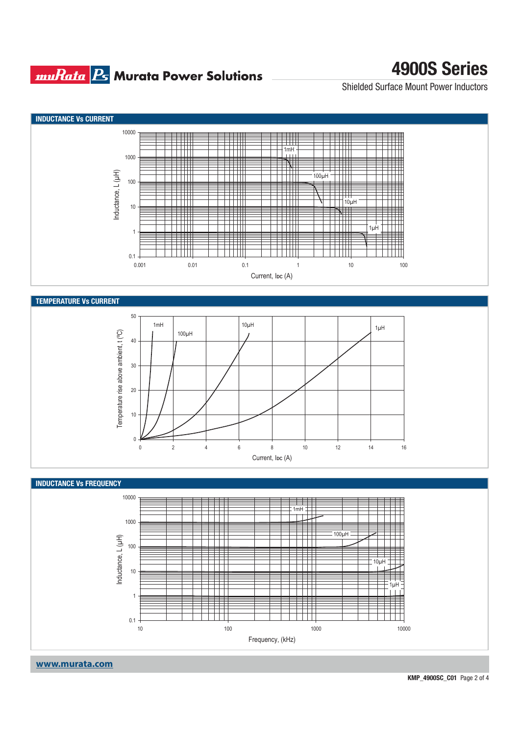## INDUCTANCE Vs CURRENT

Inductance, L (µH)

Current, Ioc (A)

## TEMPERATURE Vs CURRENT

Temperature rise above ambient, t (ºC)

Current, Ioc (A)

## INDUCTANCE Vs FREQUENCY

Inductance, L (µH)

Frequency, (kHz)

www.murata.com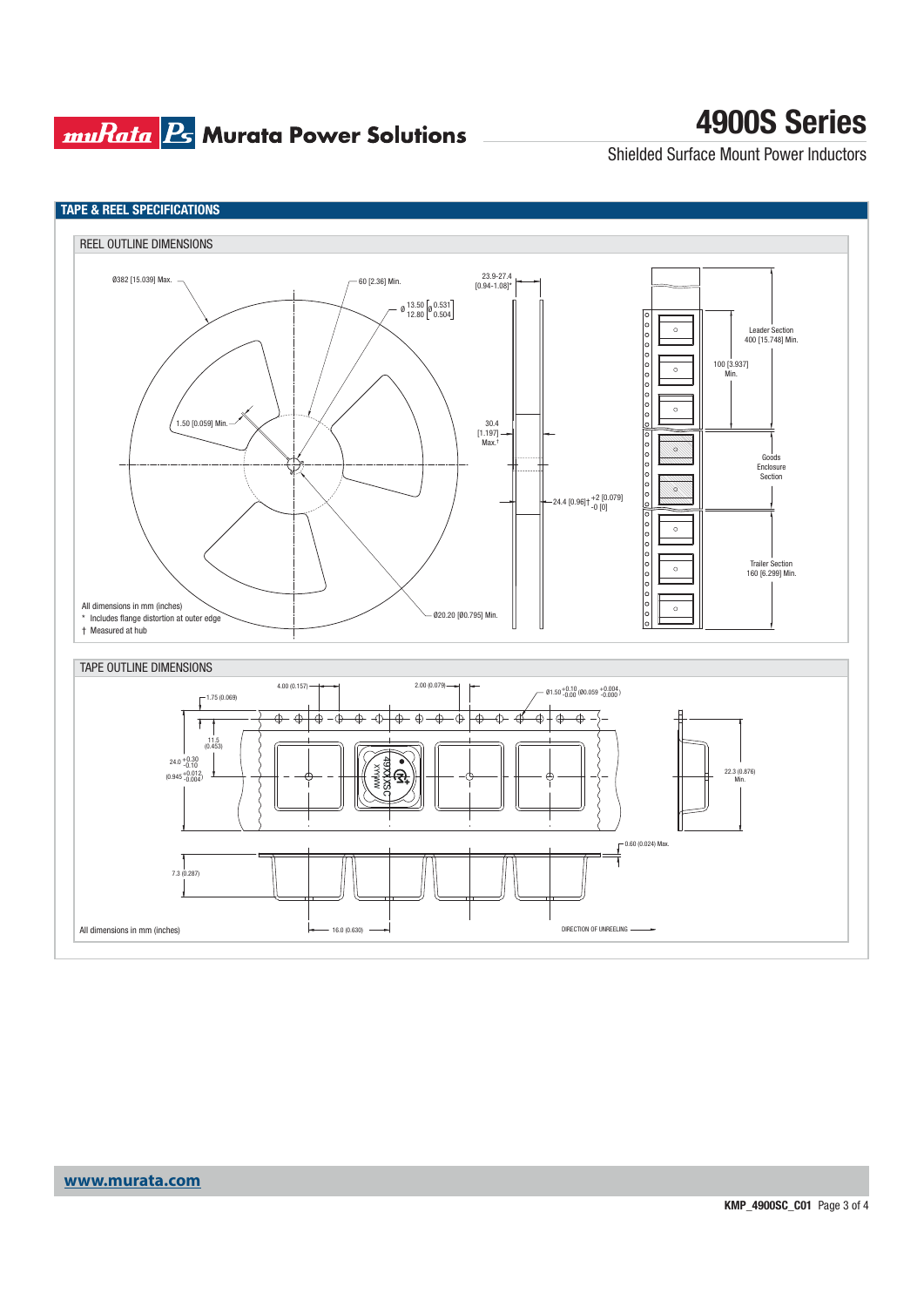## TAPE & REEL SPECIFICATIONS

### REEL OUTLINE DIMENSIONS

Ø382 [15.039] Max.

60 [2.36] Min.

Ø 13.50 / 12.80 [Ø 0.531 / 0.504]

23.9-27.4 [0.94-1.08]*

1.50 [0.059] Min.

30.4 [1.197] Max.†

24.4 [0.96]† +2 [0.079] / -0 [0]

Ø20.20 [Ø0.795] Min.

Leader Section 400 [15.748] Min.

100 [3.937] Min.

Goods Enclosure Section

Trailer Section 160 [6.299] Min.

All dimensions in mm (inches)

\* Includes flange distortion at outer edge

† Measured at hub

### TAPE OUTLINE DIMENSIONS

4.00 (0.157)

2.00 (0.079)

Ø1.50 +0.10/-0.00 (Ø0.059 +0.004/-0.000)

1.75 (0.069)

11.5 (0.453)

24.0 +0.30/-0.10 (0.945 +0.012/-0.004)

22.3 (0.876) Min.

0.60 (0.024) Max.

7.3 (0.287)

16.0 (0.630)

DIRECTION OF UNREELING

All dimensions in mm (inches)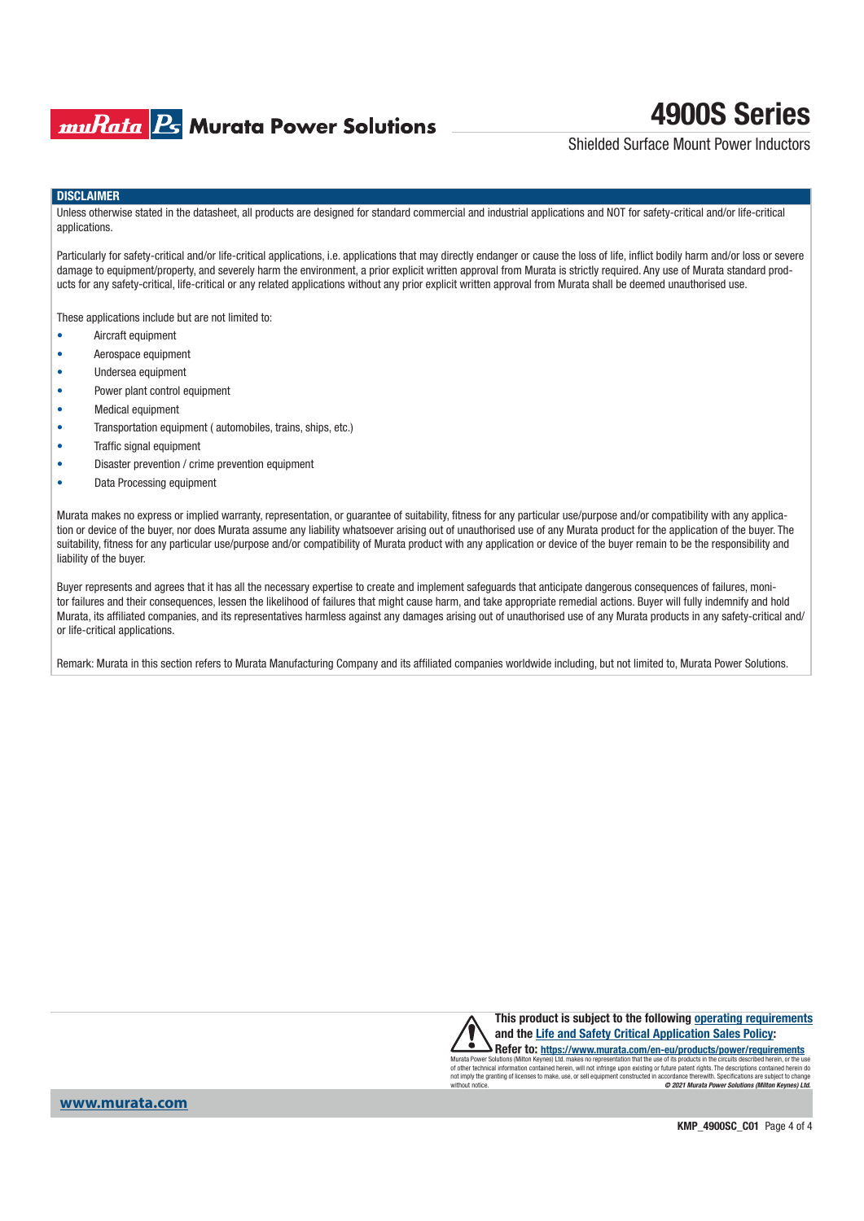## DISCLAIMER

Unless otherwise stated in the datasheet, all products are designed for standard commercial and industrial applications and NOT for safety-critical and/or life-critical applications.

Particularly for safety-critical and/or life-critical applications, i.e. applications that may directly endanger or cause the loss of life, inflict bodily harm and/or loss or severe damage to equipment/property, and severely harm the environment, a prior explicit written approval from Murata is strictly required. Any use of Murata standard products for any safety-critical, life-critical or any related applications without any prior explicit written approval from Murata shall be deemed unauthorised use.

These applications include but are not limited to:

- Aircraft equipment
- Aerospace equipment
- Undersea equipment
- Power plant control equipment
- Medical equipment
- Transportation equipment ( automobiles, trains, ships, etc.)
- Traffic signal equipment
- Disaster prevention / crime prevention equipment
- Data Processing equipment

Murata makes no express or implied warranty, representation, or guarantee of suitability, fitness for any particular use/purpose and/or compatibility with any application or device of the buyer, nor does Murata assume any liability whatsoever arising out of unauthorised use of any Murata product for the application of the buyer. The suitability, fitness for any particular use/purpose and/or compatibility of Murata product with any application or device of the buyer remain to be the responsibility and liability of the buyer.

Buyer represents and agrees that it has all the necessary expertise to create and implement safeguards that anticipate dangerous consequences of failures, monitor failures and their consequences, lessen the likelihood of failures that might cause harm, and take appropriate remedial actions. Buyer will fully indemnify and hold Murata, its affiliated companies, and its representatives harmless against any damages arising out of unauthorised use of any Murata products in any safety-critical and/or life-critical applications.

Remark: Murata in this section refers to Murata Manufacturing Company and its affiliated companies worldwide including, but not limited to, Murata Power Solutions.

**This product is subject to the following operating requirements and the Life and Safety Critical Application Sales Policy:**
**Refer to: https://www.murata.com/en-eu/products/power/requirements**

Murata Power Solutions (Milton Keynes) Ltd. makes no representation that the use of its products in the circuits described herein, or the use of other technical information contained herein, will not infringe upon existing or future patent rights. The descriptions contained herein do not imply the granting of licenses to make, use, or sell equipment constructed in accordance therewith. Specifications are subject to change without notice.

*© 2021 Murata Power Solutions (Milton Keynes) Ltd.*